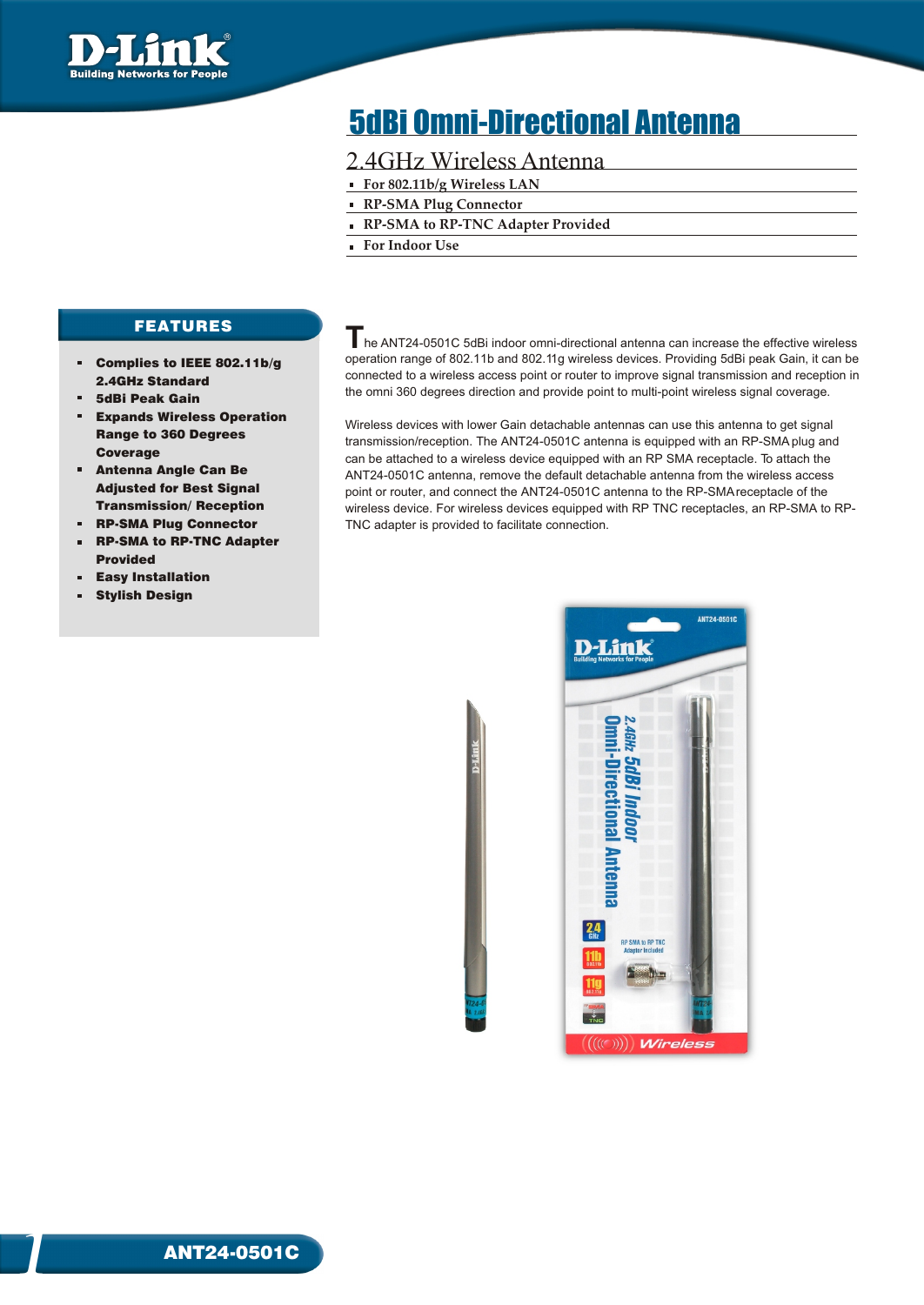# 5dBi Omni-Directional Antenna

## 2.4GHz Wireless Antenna

- For 802.11b/g Wireless LAN
- RP-SMA Plug Connector
- RP-SMA to RP-TNC Adapter Provided
- For Indoor Use

## FEATURES

- **Complies to IEEE 802.11b/g 2.4GHz Standard**
- **5dBi Peak Gain**
- **Expands Wireless Operation Range to 360 Degrees Coverage**
- **Antenna Angle Can Be Adjusted for Best Signal Transmission/ Reception**
- **RP-SMA Plug Connector**
- **RP-SMA to RP-TNC Adapter Provided**
- **Easy Installation**
- **Stylish Design**

The ANT24-0501C 5dBi indoor omni-directional antenna can increase the effective wireless operation range of 802.11b and 802.11g wireless devices. Providing 5dBi peak Gain, it can be connected to a wireless access point or router to improve signal transmission and reception in the omni 360 degrees direction and provide point to multi-point wireless signal coverage.

Wireless devices with lower Gain detachable antennas can use this antenna to get signal transmission/reception. The ANT24-0501C antenna is equipped with an RP-SMA plug and can be attached to a wireless device equipped with an RP SMA receptacle. To attach the ANT24-0501C antenna, remove the default detachable antenna from the wireless access point or router, and connect the ANT24-0501C antenna to the RP-SMA receptacle of the wireless device. For wireless devices equipped with RP TNC receptacles, an RP-SMA to RP-TNC adapter is provided to facilitate connection.

**ANT24-0501C**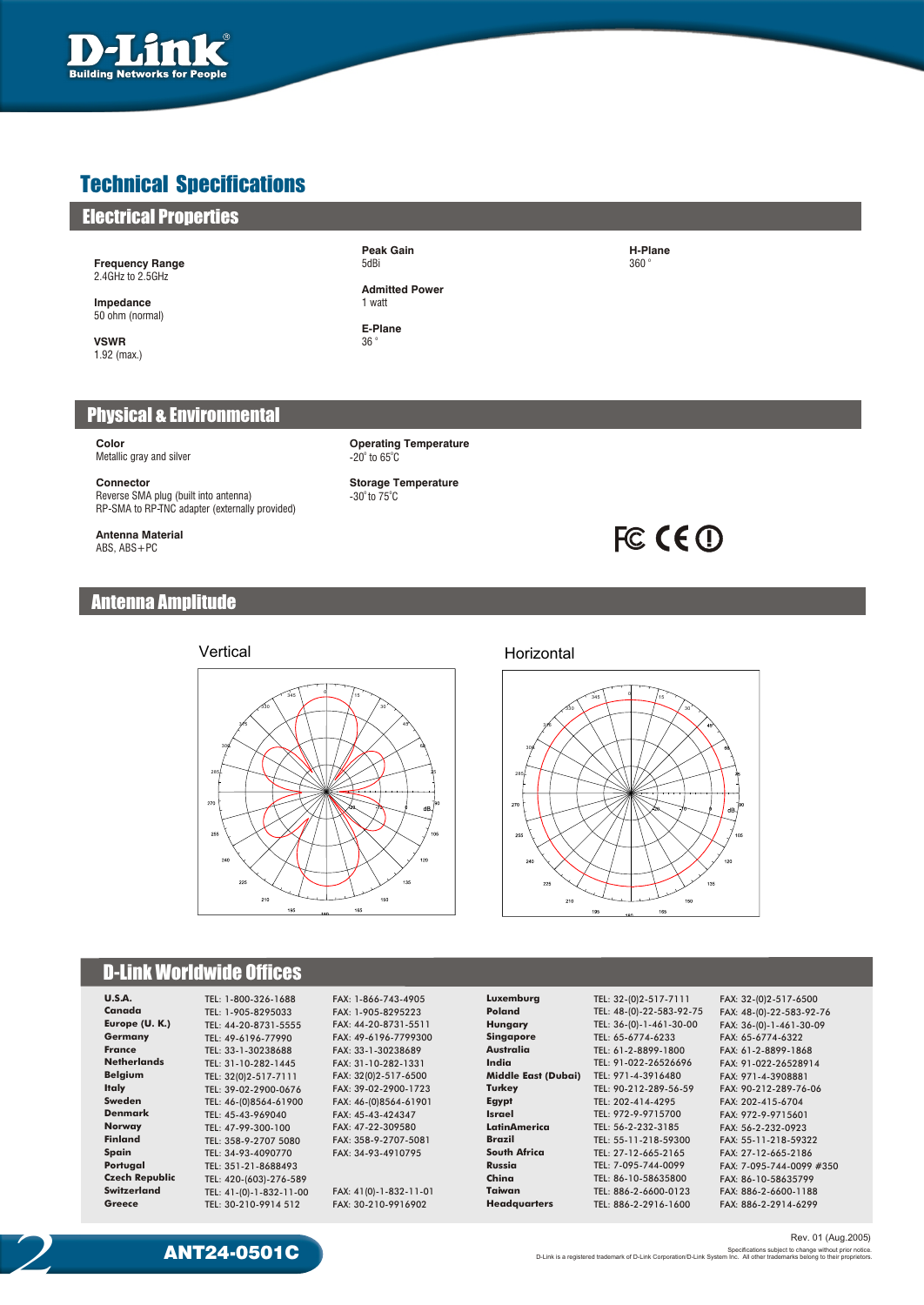# Technical Specifications

## Electrical Properties

**Frequency Range**
2.4GHz to 2.5GHz

**Impedance**
50 ohm (normal)

**VSWR**
1.92 (max.)

**Peak Gain**
5dBi

**Admitted Power**
1 watt

**E-Plane**
36 °

**H-Plane**
360 °

## Physical & Environmental

**Color**
Metallic gray and silver

**Connector**
Reverse SMA plug (built into antenna)
RP-SMA to RP-TNC adapter (externally provided)

**Antenna Material**
ABS, ABS+PC

**Operating Temperature**
-20° to 65°C

**Storage Temperature**
-30° to 75°C

## Antenna Amplitude

Vertical

Horizontal

## D-Link Worldwide Offices

| | | |
|---|---|---|
| **U.S.A.** | TEL: 1-800-326-1688 | FAX: 1-866-743-4905 |
| **Canada** | TEL: 1-905-8295033 | FAX: 1-905-8295223 |
| **Europe (U. K.)** | TEL: 44-20-8731-5555 | FAX: 44-20-8731-5511 |
| **Germany** | TEL: 49-6196-77990 | FAX: 49-6196-7799300 |
| **France** | TEL: 33-1-30238688 | FAX: 33-1-30238689 |
| **Netherlands** | TEL: 31-10-282-1445 | FAX: 31-10-282-1331 |
| **Belgium** | TEL: 32(0)2-517-7111 | FAX: 32(0)2-517-6500 |
| **Italy** | TEL: 39-02-2900-0676 | FAX: 39-02-2900-1723 |
| **Sweden** | TEL: 46-(0)8564-61900 | FAX: 46-(0)8564-61901 |
| **Denmark** | TEL: 45-43-969040 | FAX: 45-43-424347 |
| **Norway** | TEL: 47-99-300-100 | FAX: 47-22-309580 |
| **Finland** | TEL: 358-9-2707 5080 | FAX: 358-9-2707-5081 |
| **Spain** | TEL: 34-93-4090770 | FAX: 34-93-4910795 |
| **Portugal** | TEL: 351-21-8688493 | |
| **Czech Republic** | TEL: 420-(603)-276-589 | |
| **Switzerland** | TEL: 41-(0)-1-832-11-00 | FAX: 41(0)-1-832-11-01 |
| **Greece** | TEL: 30-210-9914 512 | FAX: 30-210-9916902 |
| **Luxemburg** | TEL: 32-(0)2-517-7111 | FAX: 32-(0)2-517-6500 |
| **Poland** | TEL: 48-(0)-22-583-92-75 | FAX: 48-(0)-22-583-92-76 |
| **Hungary** | TEL: 36-(0)-1-461-30-00 | FAX: 36-(0)-1-461-30-09 |
| **Singapore** | TEL: 65-6774-6233 | FAX: 65-6774-6322 |
| **Australia** | TEL: 61-2-8899-1800 | FAX: 61-2-8899-1868 |
| **India** | TEL: 91-022-26526696 | FAX: 91-022-26528914 |
| **Middle East (Dubai)** | TEL: 971-4-3916480 | FAX: 971-4-3908881 |
| **Turkey** | TEL: 90-212-289-56-59 | FAX: 90-212-289-76-06 |
| **Egypt** | TEL: 202-414-4295 | FAX: 202-415-6704 |
| **Israel** | TEL: 972-9-9715700 | FAX: 972-9-9715601 |
| **LatinAmerica** | TEL: 56-2-232-3185 | FAX: 56-2-232-0923 |
| **Brazil** | TEL: 55-11-218-59300 | FAX: 55-11-218-59322 |
| **South Africa** | TEL: 27-12-665-2165 | FAX: 27-12-665-2186 |
| **Russia** | TEL: 7-095-744-0099 | FAX: 7-095-744-0099 #350 |
| **China** | TEL: 86-10-58635800 | FAX: 86-10-58635799 |
| **Taiwan** | TEL: 886-2-6600-0123 | FAX: 886-2-6600-1188 |
| **Headquarters** | TEL: 886-2-2916-1600 | FAX: 886-2-2914-6299 |

ANT24-0501C

Rev. 01 (Aug.2005)

Specifications subject to change without prior notice.
D-Link is a registered trademark of D-Link Corporation/D-Link System Inc. All other trademarks belong to their proprietors.